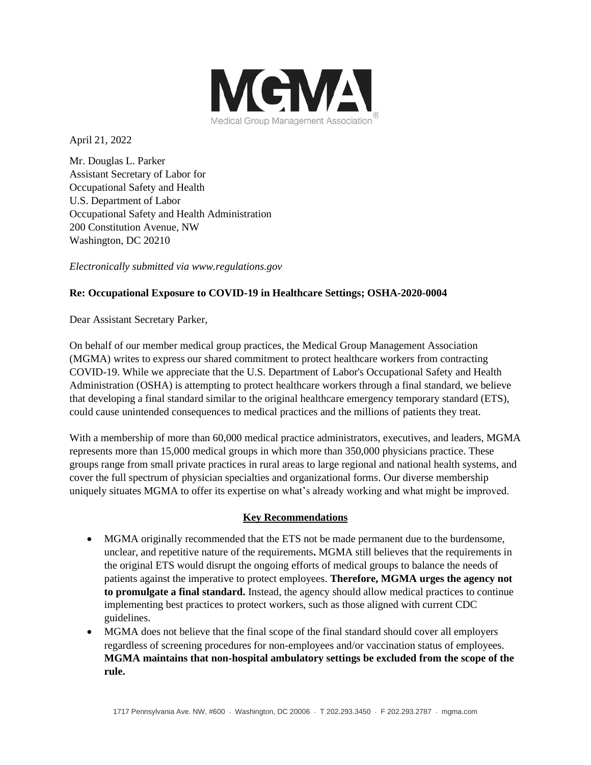April 21, 2022

Mr. Douglas L. Parker
Assistant Secretary of Labor for
Occupational Safety and Health
U.S. Department of Labor
Occupational Safety and Health Administration
200 Constitution Avenue, NW
Washington, DC 20210

*Electronically submitted via www.regulations.gov*

**Re: Occupational Exposure to COVID-19 in Healthcare Settings; OSHA-2020-0004**

Dear Assistant Secretary Parker,

On behalf of our member medical group practices, the Medical Group Management Association (MGMA) writes to express our shared commitment to protect healthcare workers from contracting COVID-19. While we appreciate that the U.S. Department of Labor's Occupational Safety and Health Administration (OSHA) is attempting to protect healthcare workers through a final standard, we believe that developing a final standard similar to the original healthcare emergency temporary standard (ETS), could cause unintended consequences to medical practices and the millions of patients they treat.

With a membership of more than 60,000 medical practice administrators, executives, and leaders, MGMA represents more than 15,000 medical groups in which more than 350,000 physicians practice. These groups range from small private practices in rural areas to large regional and national health systems, and cover the full spectrum of physician specialties and organizational forms. Our diverse membership uniquely situates MGMA to offer its expertise on what's already working and what might be improved.

## Key Recommendations

- MGMA originally recommended that the ETS not be made permanent due to the burdensome, unclear, and repetitive nature of the requirements**.** MGMA still believes that the requirements in the original ETS would disrupt the ongoing efforts of medical groups to balance the needs of patients against the imperative to protect employees. **Therefore, MGMA urges the agency not to promulgate a final standard.** Instead, the agency should allow medical practices to continue implementing best practices to protect workers, such as those aligned with current CDC guidelines.
- MGMA does not believe that the final scope of the final standard should cover all employers regardless of screening procedures for non-employees and/or vaccination status of employees. **MGMA maintains that non-hospital ambulatory settings be excluded from the scope of the rule.**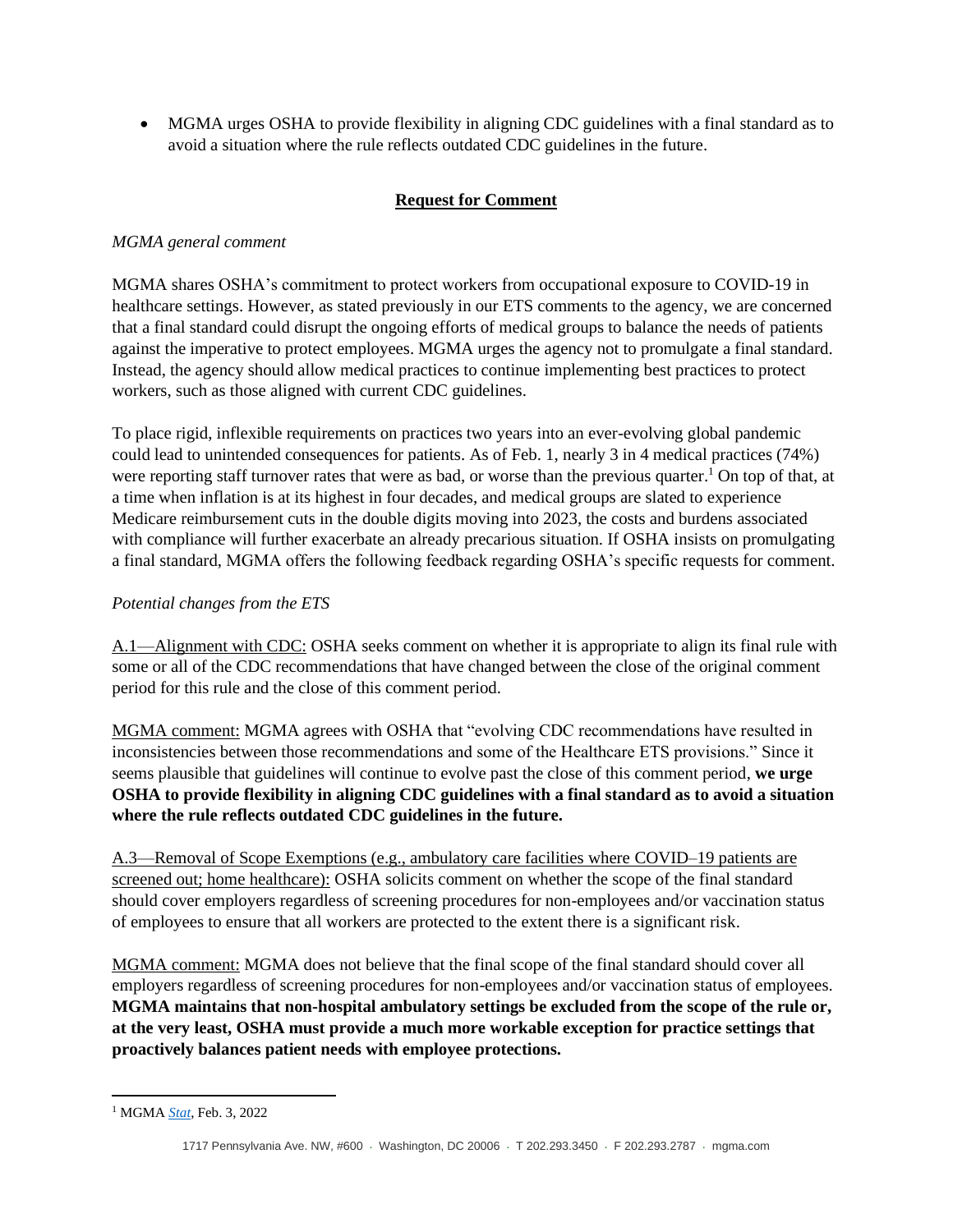- MGMA urges OSHA to provide flexibility in aligning CDC guidelines with a final standard as to avoid a situation where the rule reflects outdated CDC guidelines in the future.

## Request for Comment

*MGMA general comment*

MGMA shares OSHA's commitment to protect workers from occupational exposure to COVID-19 in healthcare settings. However, as stated previously in our ETS comments to the agency, we are concerned that a final standard could disrupt the ongoing efforts of medical groups to balance the needs of patients against the imperative to protect employees. MGMA urges the agency not to promulgate a final standard. Instead, the agency should allow medical practices to continue implementing best practices to protect workers, such as those aligned with current CDC guidelines.

To place rigid, inflexible requirements on practices two years into an ever-evolving global pandemic could lead to unintended consequences for patients. As of Feb. 1, nearly 3 in 4 medical practices (74%) were reporting staff turnover rates that were as bad, or worse than the previous quarter.[1] On top of that, at a time when inflation is at its highest in four decades, and medical groups are slated to experience Medicare reimbursement cuts in the double digits moving into 2023, the costs and burdens associated with compliance will further exacerbate an already precarious situation. If OSHA insists on promulgating a final standard, MGMA offers the following feedback regarding OSHA's specific requests for comment.

*Potential changes from the ETS*

A.1—Alignment with CDC: OSHA seeks comment on whether it is appropriate to align its final rule with some or all of the CDC recommendations that have changed between the close of the original comment period for this rule and the close of this comment period.

MGMA comment: MGMA agrees with OSHA that "evolving CDC recommendations have resulted in inconsistencies between those recommendations and some of the Healthcare ETS provisions." Since it seems plausible that guidelines will continue to evolve past the close of this comment period, **we urge OSHA to provide flexibility in aligning CDC guidelines with a final standard as to avoid a situation where the rule reflects outdated CDC guidelines in the future.**

A.3—Removal of Scope Exemptions (e.g., ambulatory care facilities where COVID–19 patients are screened out; home healthcare): OSHA solicits comment on whether the scope of the final standard should cover employers regardless of screening procedures for non-employees and/or vaccination status of employees to ensure that all workers are protected to the extent there is a significant risk.

MGMA comment: MGMA does not believe that the final scope of the final standard should cover all employers regardless of screening procedures for non-employees and/or vaccination status of employees. **MGMA maintains that non-hospital ambulatory settings be excluded from the scope of the rule or, at the very least, OSHA must provide a much more workable exception for practice settings that proactively balances patient needs with employee protections.**

---

[1] MGMA *Stat*, Feb. 3, 2022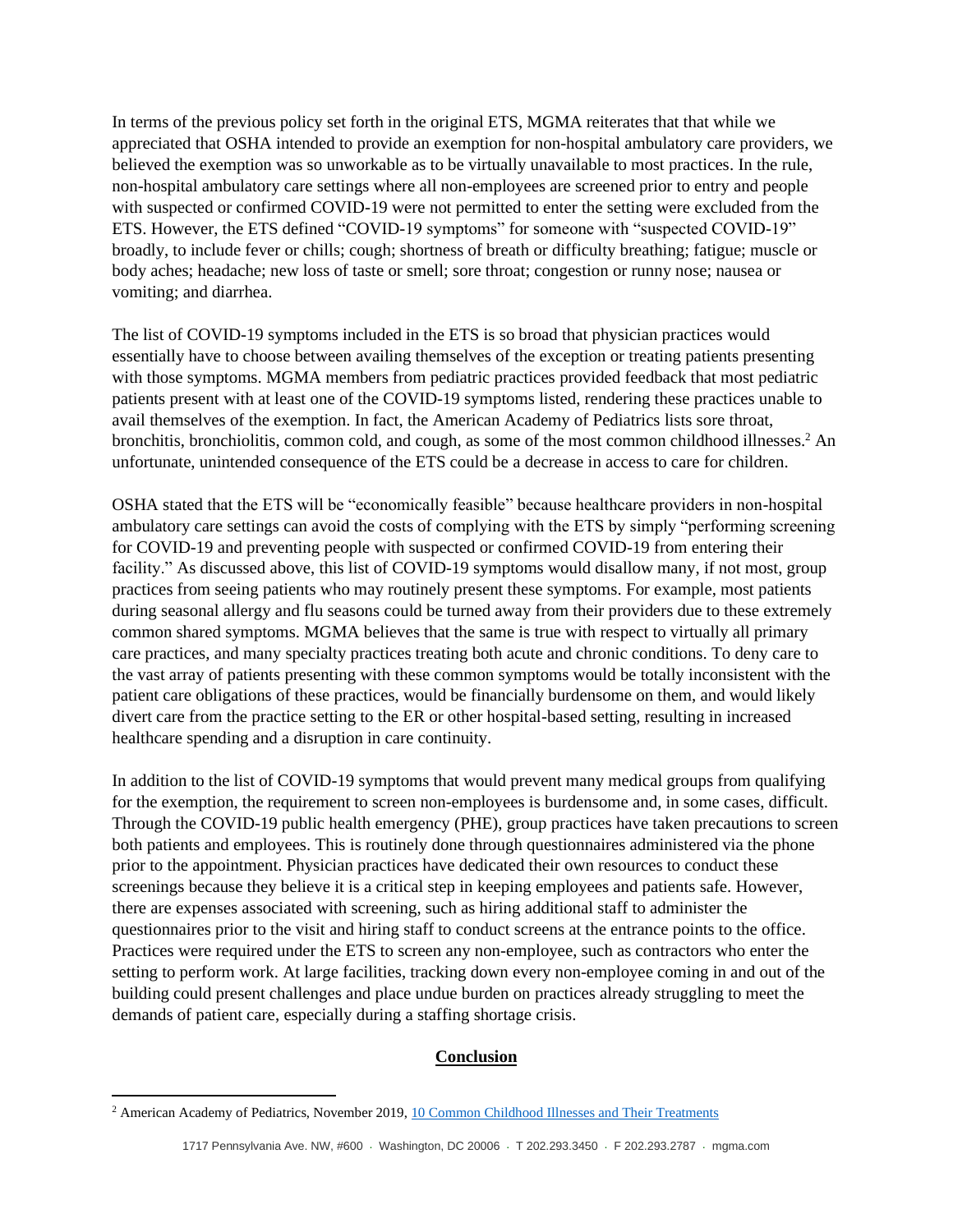In terms of the previous policy set forth in the original ETS, MGMA reiterates that that while we appreciated that OSHA intended to provide an exemption for non-hospital ambulatory care providers, we believed the exemption was so unworkable as to be virtually unavailable to most practices. In the rule, non-hospital ambulatory care settings where all non-employees are screened prior to entry and people with suspected or confirmed COVID-19 were not permitted to enter the setting were excluded from the ETS. However, the ETS defined "COVID-19 symptoms" for someone with "suspected COVID-19" broadly, to include fever or chills; cough; shortness of breath or difficulty breathing; fatigue; muscle or body aches; headache; new loss of taste or smell; sore throat; congestion or runny nose; nausea or vomiting; and diarrhea.

The list of COVID-19 symptoms included in the ETS is so broad that physician practices would essentially have to choose between availing themselves of the exception or treating patients presenting with those symptoms. MGMA members from pediatric practices provided feedback that most pediatric patients present with at least one of the COVID-19 symptoms listed, rendering these practices unable to avail themselves of the exemption. In fact, the American Academy of Pediatrics lists sore throat, bronchitis, bronchiolitis, common cold, and cough, as some of the most common childhood illnesses.[2] An unfortunate, unintended consequence of the ETS could be a decrease in access to care for children.

OSHA stated that the ETS will be "economically feasible" because healthcare providers in non-hospital ambulatory care settings can avoid the costs of complying with the ETS by simply "performing screening for COVID-19 and preventing people with suspected or confirmed COVID-19 from entering their facility." As discussed above, this list of COVID-19 symptoms would disallow many, if not most, group practices from seeing patients who may routinely present these symptoms. For example, most patients during seasonal allergy and flu seasons could be turned away from their providers due to these extremely common shared symptoms. MGMA believes that the same is true with respect to virtually all primary care practices, and many specialty practices treating both acute and chronic conditions. To deny care to the vast array of patients presenting with these common symptoms would be totally inconsistent with the patient care obligations of these practices, would be financially burdensome on them, and would likely divert care from the practice setting to the ER or other hospital-based setting, resulting in increased healthcare spending and a disruption in care continuity.

In addition to the list of COVID-19 symptoms that would prevent many medical groups from qualifying for the exemption, the requirement to screen non-employees is burdensome and, in some cases, difficult. Through the COVID-19 public health emergency (PHE), group practices have taken precautions to screen both patients and employees. This is routinely done through questionnaires administered via the phone prior to the appointment. Physician practices have dedicated their own resources to conduct these screenings because they believe it is a critical step in keeping employees and patients safe. However, there are expenses associated with screening, such as hiring additional staff to administer the questionnaires prior to the visit and hiring staff to conduct screens at the entrance points to the office. Practices were required under the ETS to screen any non-employee, such as contractors who enter the setting to perform work. At large facilities, tracking down every non-employee coming in and out of the building could present challenges and place undue burden on practices already struggling to meet the demands of patient care, especially during a staffing shortage crisis.

## Conclusion

[2] American Academy of Pediatrics, November 2019, 10 Common Childhood Illnesses and Their Treatments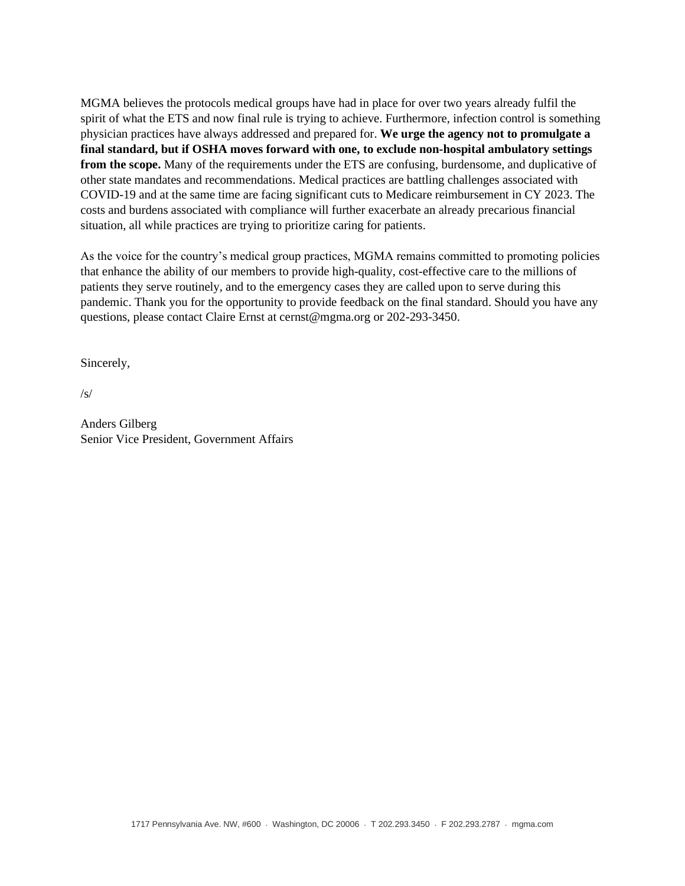MGMA believes the protocols medical groups have had in place for over two years already fulfil the spirit of what the ETS and now final rule is trying to achieve. Furthermore, infection control is something physician practices have always addressed and prepared for. **We urge the agency not to promulgate a final standard, but if OSHA moves forward with one, to exclude non-hospital ambulatory settings from the scope.** Many of the requirements under the ETS are confusing, burdensome, and duplicative of other state mandates and recommendations. Medical practices are battling challenges associated with COVID-19 and at the same time are facing significant cuts to Medicare reimbursement in CY 2023. The costs and burdens associated with compliance will further exacerbate an already precarious financial situation, all while practices are trying to prioritize caring for patients.

As the voice for the country's medical group practices, MGMA remains committed to promoting policies that enhance the ability of our members to provide high-quality, cost-effective care to the millions of patients they serve routinely, and to the emergency cases they are called upon to serve during this pandemic. Thank you for the opportunity to provide feedback on the final standard. Should you have any questions, please contact Claire Ernst at cernst@mgma.org or 202-293-3450.

Sincerely,

/s/

Anders Gilberg
Senior Vice President, Government Affairs

1717 Pennsylvania Ave. NW, #600 · Washington, DC 20006 · T 202.293.3450 · F 202.293.2787 · mgma.com